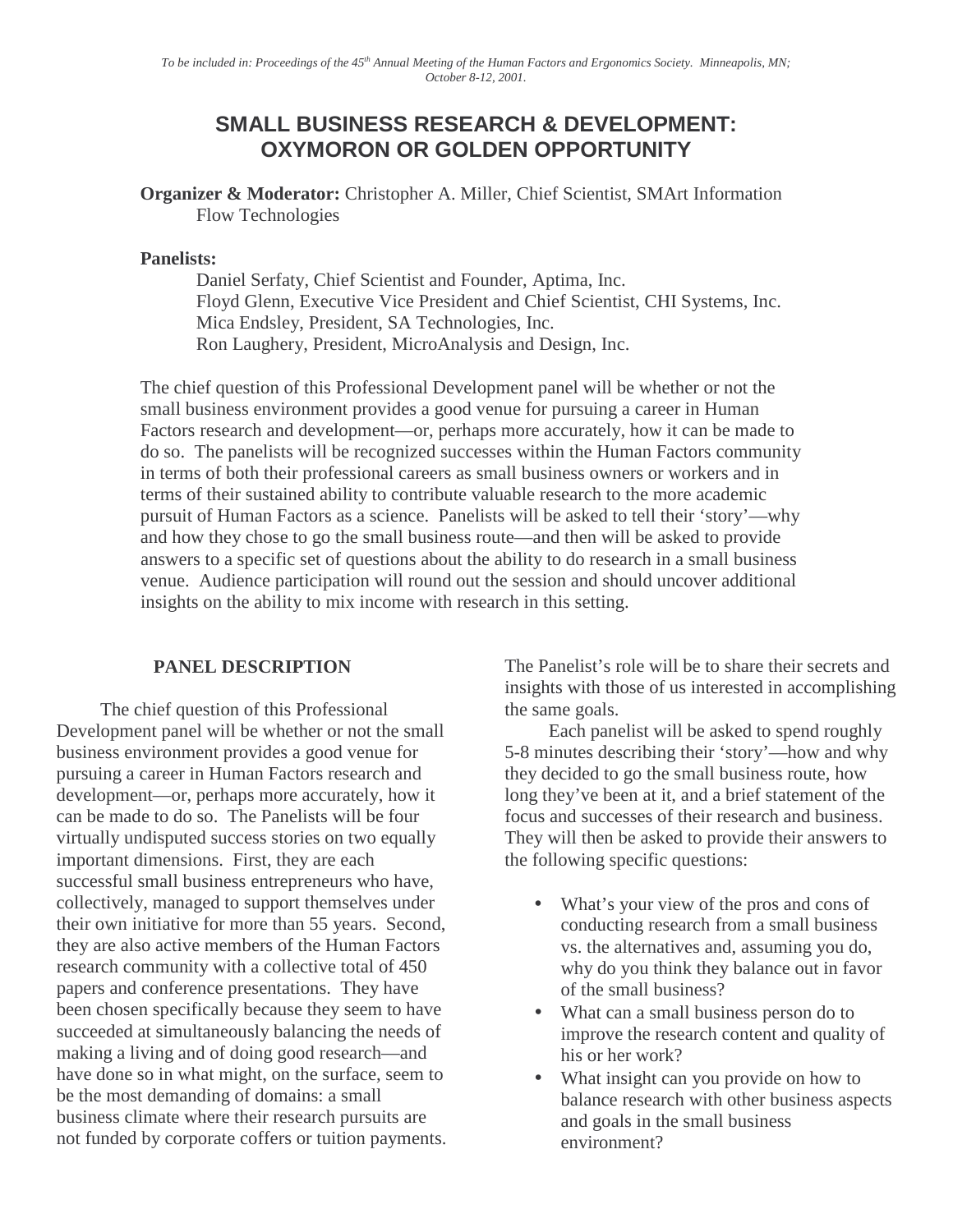*To be included in: Proceedings of the 45th Annual Meeting of the Human Factors and Ergonomics Society. Minneapolis, MN; October 8-12, 2001.*

# SMALL BUSINESS RESEARCH & DEVELOPMENT: OXYMORON OR GOLDEN OPPORTUNITY

**Organizer & Moderator:** Christopher A. Miller, Chief Scientist, SMArt Information Flow Technologies

**Panelists:**

Daniel Serfaty, Chief Scientist and Founder, Aptima, Inc.
Floyd Glenn, Executive Vice President and Chief Scientist, CHI Systems, Inc.
Mica Endsley, President, SA Technologies, Inc.
Ron Laughery, President, MicroAnalysis and Design, Inc.

The chief question of this Professional Development panel will be whether or not the small business environment provides a good venue for pursuing a career in Human Factors research and development—or, perhaps more accurately, how it can be made to do so. The panelists will be recognized successes within the Human Factors community in terms of both their professional careers as small business owners or workers and in terms of their sustained ability to contribute valuable research to the more academic pursuit of Human Factors as a science. Panelists will be asked to tell their 'story'—why and how they chose to go the small business route—and then will be asked to provide answers to a specific set of questions about the ability to do research in a small business venue. Audience participation will round out the session and should uncover additional insights on the ability to mix income with research in this setting.

## PANEL DESCRIPTION

The chief question of this Professional Development panel will be whether or not the small business environment provides a good venue for pursuing a career in Human Factors research and development—or, perhaps more accurately, how it can be made to do so. The Panelists will be four virtually undisputed success stories on two equally important dimensions. First, they are each successful small business entrepreneurs who have, collectively, managed to support themselves under their own initiative for more than 55 years. Second, they are also active members of the Human Factors research community with a collective total of 450 papers and conference presentations. They have been chosen specifically because they seem to have succeeded at simultaneously balancing the needs of making a living and of doing good research—and have done so in what might, on the surface, seem to be the most demanding of domains: a small business climate where their research pursuits are not funded by corporate coffers or tuition payments. The Panelist's role will be to share their secrets and insights with those of us interested in accomplishing the same goals.

Each panelist will be asked to spend roughly 5-8 minutes describing their 'story'—how and why they decided to go the small business route, how long they've been at it, and a brief statement of the focus and successes of their research and business. They will then be asked to provide their answers to the following specific questions:

- What's your view of the pros and cons of conducting research from a small business vs. the alternatives and, assuming you do, why do you think they balance out in favor of the small business?
- What can a small business person do to improve the research content and quality of his or her work?
- What insight can you provide on how to balance research with other business aspects and goals in the small business environment?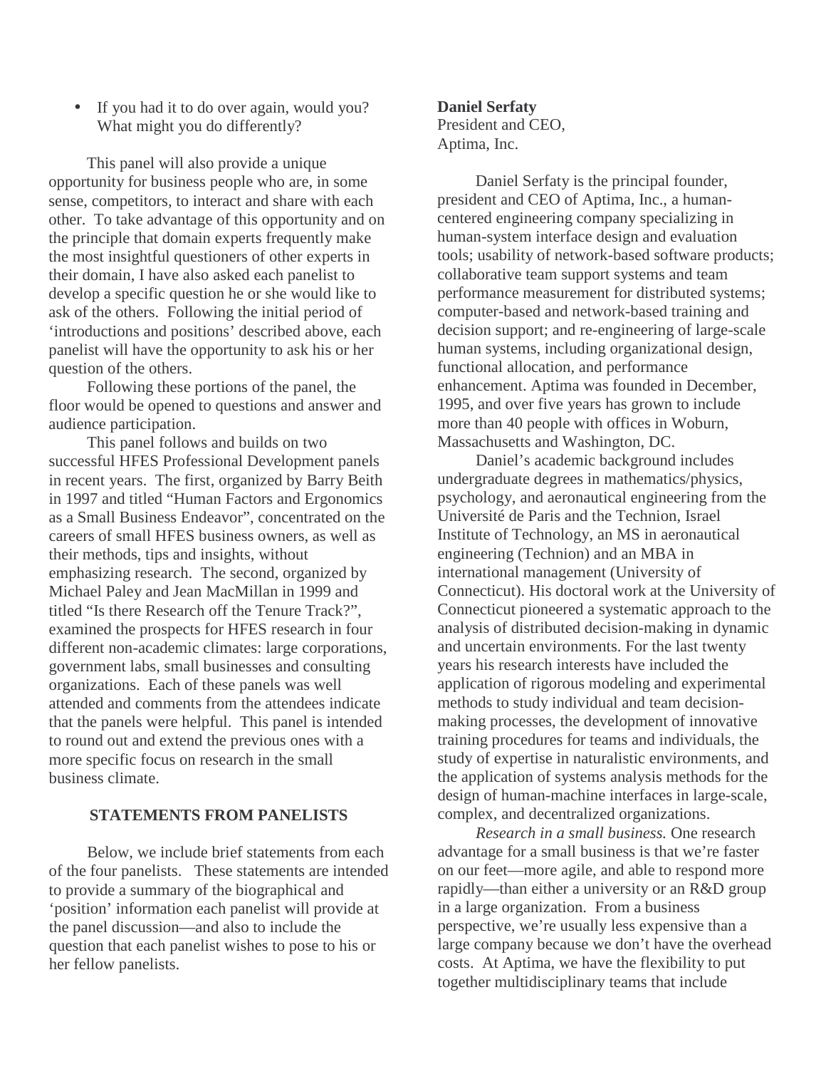- If you had it to do over again, would you? What might you do differently?

This panel will also provide a unique opportunity for business people who are, in some sense, competitors, to interact and share with each other. To take advantage of this opportunity and on the principle that domain experts frequently make the most insightful questioners of other experts in their domain, I have also asked each panelist to develop a specific question he or she would like to ask of the others. Following the initial period of 'introductions and positions' described above, each panelist will have the opportunity to ask his or her question of the others.

Following these portions of the panel, the floor would be opened to questions and answer and audience participation.

This panel follows and builds on two successful HFES Professional Development panels in recent years. The first, organized by Barry Beith in 1997 and titled "Human Factors and Ergonomics as a Small Business Endeavor", concentrated on the careers of small HFES business owners, as well as their methods, tips and insights, without emphasizing research. The second, organized by Michael Paley and Jean MacMillan in 1999 and titled "Is there Research off the Tenure Track?", examined the prospects for HFES research in four different non-academic climates: large corporations, government labs, small businesses and consulting organizations. Each of these panels was well attended and comments from the attendees indicate that the panels were helpful. This panel is intended to round out and extend the previous ones with a more specific focus on research in the small business climate.

## STATEMENTS FROM PANELISTS

Below, we include brief statements from each of the four panelists. These statements are intended to provide a summary of the biographical and 'position' information each panelist will provide at the panel discussion—and also to include the question that each panelist wishes to pose to his or her fellow panelists.

**Daniel Serfaty**
President and CEO,
Aptima, Inc.

Daniel Serfaty is the principal founder, president and CEO of Aptima, Inc., a human-centered engineering company specializing in human-system interface design and evaluation tools; usability of network-based software products; collaborative team support systems and team performance measurement for distributed systems; computer-based and network-based training and decision support; and re-engineering of large-scale human systems, including organizational design, functional allocation, and performance enhancement. Aptima was founded in December, 1995, and over five years has grown to include more than 40 people with offices in Woburn, Massachusetts and Washington, DC.

Daniel's academic background includes undergraduate degrees in mathematics/physics, psychology, and aeronautical engineering from the Université de Paris and the Technion, Israel Institute of Technology, an MS in aeronautical engineering (Technion) and an MBA in international management (University of Connecticut). His doctoral work at the University of Connecticut pioneered a systematic approach to the analysis of distributed decision-making in dynamic and uncertain environments. For the last twenty years his research interests have included the application of rigorous modeling and experimental methods to study individual and team decision-making processes, the development of innovative training procedures for teams and individuals, the study of expertise in naturalistic environments, and the application of systems analysis methods for the design of human-machine interfaces in large-scale, complex, and decentralized organizations.

*Research in a small business.* One research advantage for a small business is that we're faster on our feet—more agile, and able to respond more rapidly—than either a university or an R&D group in a large organization. From a business perspective, we're usually less expensive than a large company because we don't have the overhead costs. At Aptima, we have the flexibility to put together multidisciplinary teams that include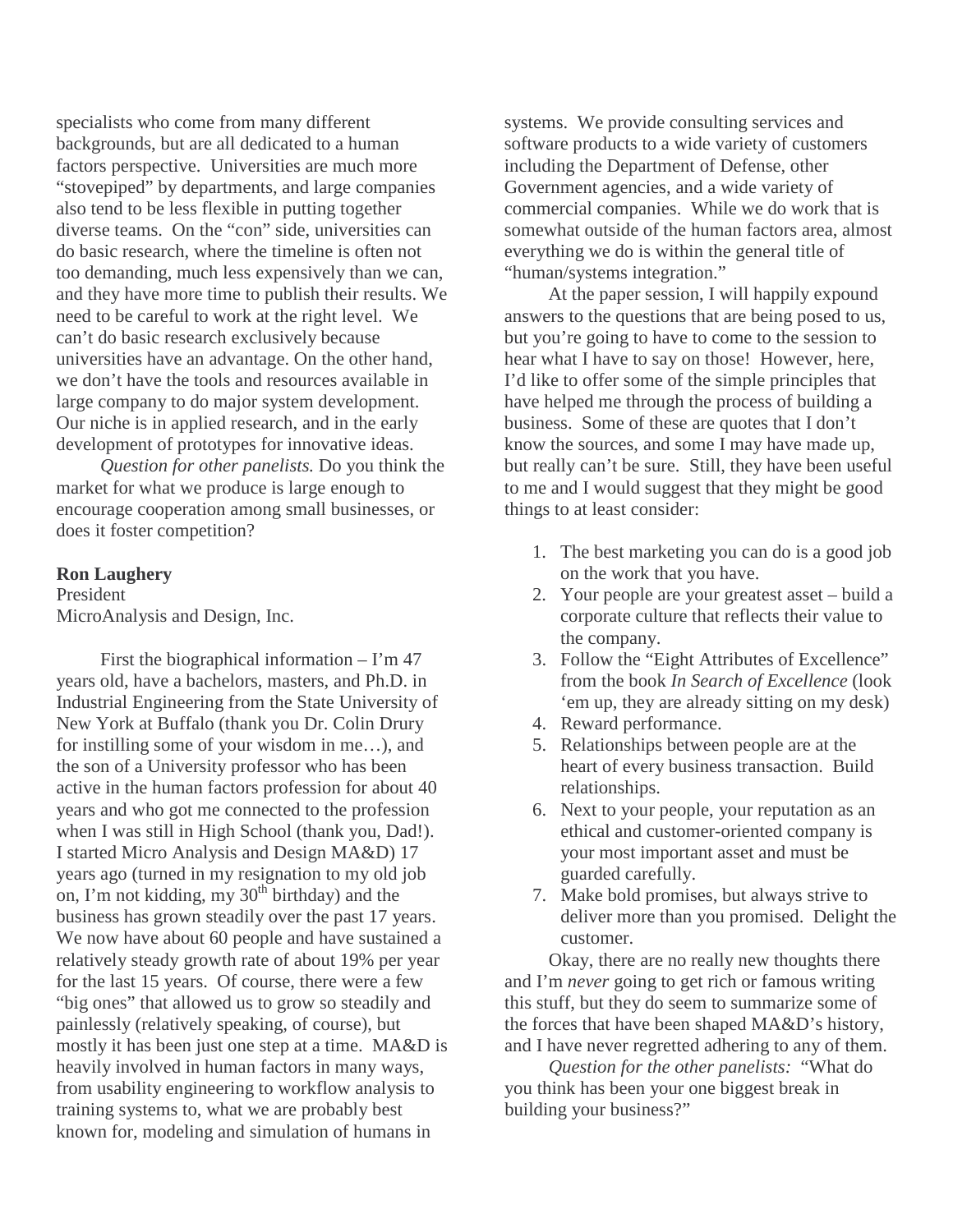specialists who come from many different backgrounds, but are all dedicated to a human factors perspective. Universities are much more "stovepiped" by departments, and large companies also tend to be less flexible in putting together diverse teams. On the "con" side, universities can do basic research, where the timeline is often not too demanding, much less expensively than we can, and they have more time to publish their results. We need to be careful to work at the right level. We can't do basic research exclusively because universities have an advantage. On the other hand, we don't have the tools and resources available in large company to do major system development. Our niche is in applied research, and in the early development of prototypes for innovative ideas.

*Question for other panelists.* Do you think the market for what we produce is large enough to encourage cooperation among small businesses, or does it foster competition?

**Ron Laughery**
President
MicroAnalysis and Design, Inc.

First the biographical information – I'm 47 years old, have a bachelors, masters, and Ph.D. in Industrial Engineering from the State University of New York at Buffalo (thank you Dr. Colin Drury for instilling some of your wisdom in me…), and the son of a University professor who has been active in the human factors profession for about 40 years and who got me connected to the profession when I was still in High School (thank you, Dad!). I started Micro Analysis and Design MA&D) 17 years ago (turned in my resignation to my old job on, I'm not kidding, my 30th birthday) and the business has grown steadily over the past 17 years. We now have about 60 people and have sustained a relatively steady growth rate of about 19% per year for the last 15 years. Of course, there were a few "big ones" that allowed us to grow so steadily and painlessly (relatively speaking, of course), but mostly it has been just one step at a time. MA&D is heavily involved in human factors in many ways, from usability engineering to workflow analysis to training systems to, what we are probably best known for, modeling and simulation of humans in systems. We provide consulting services and software products to a wide variety of customers including the Department of Defense, other Government agencies, and a wide variety of commercial companies. While we do work that is somewhat outside of the human factors area, almost everything we do is within the general title of "human/systems integration."

At the paper session, I will happily expound answers to the questions that are being posed to us, but you're going to have to come to the session to hear what I have to say on those! However, here, I'd like to offer some of the simple principles that have helped me through the process of building a business. Some of these are quotes that I don't know the sources, and some I may have made up, but really can't be sure. Still, they have been useful to me and I would suggest that they might be good things to at least consider:

1. The best marketing you can do is a good job on the work that you have.
2. Your people are your greatest asset – build a corporate culture that reflects their value to the company.
3. Follow the "Eight Attributes of Excellence" from the book *In Search of Excellence* (look 'em up, they are already sitting on my desk)
4. Reward performance.
5. Relationships between people are at the heart of every business transaction. Build relationships.
6. Next to your people, your reputation as an ethical and customer-oriented company is your most important asset and must be guarded carefully.
7. Make bold promises, but always strive to deliver more than you promised. Delight the customer.

Okay, there are no really new thoughts there and I'm *never* going to get rich or famous writing this stuff, but they do seem to summarize some of the forces that have been shaped MA&D's history, and I have never regretted adhering to any of them.

*Question for the other panelists:* "What do you think has been your one biggest break in building your business?"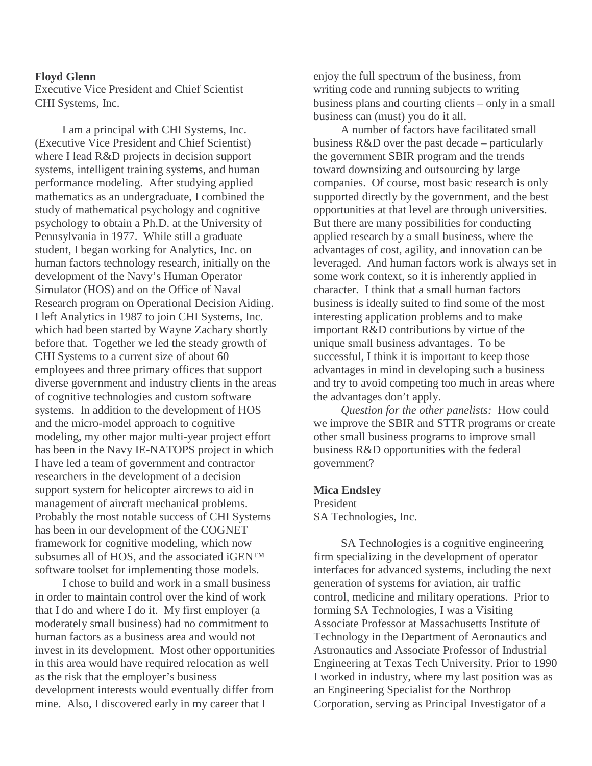**Floyd Glenn**
Executive Vice President and Chief Scientist
CHI Systems, Inc.

I am a principal with CHI Systems, Inc. (Executive Vice President and Chief Scientist) where I lead R&D projects in decision support systems, intelligent training systems, and human performance modeling. After studying applied mathematics as an undergraduate, I combined the study of mathematical psychology and cognitive psychology to obtain a Ph.D. at the University of Pennsylvania in 1977. While still a graduate student, I began working for Analytics, Inc. on human factors technology research, initially on the development of the Navy's Human Operator Simulator (HOS) and on the Office of Naval Research program on Operational Decision Aiding. I left Analytics in 1987 to join CHI Systems, Inc. which had been started by Wayne Zachary shortly before that. Together we led the steady growth of CHI Systems to a current size of about 60 employees and three primary offices that support diverse government and industry clients in the areas of cognitive technologies and custom software systems. In addition to the development of HOS and the micro-model approach to cognitive modeling, my other major multi-year project effort has been in the Navy IE-NATOPS project in which I have led a team of government and contractor researchers in the development of a decision support system for helicopter aircrews to aid in management of aircraft mechanical problems. Probably the most notable success of CHI Systems has been in our development of the COGNET framework for cognitive modeling, which now subsumes all of HOS, and the associated iGEN™ software toolset for implementing those models.

I chose to build and work in a small business in order to maintain control over the kind of work that I do and where I do it. My first employer (a moderately small business) had no commitment to human factors as a business area and would not invest in its development. Most other opportunities in this area would have required relocation as well as the risk that the employer's business development interests would eventually differ from mine. Also, I discovered early in my career that I enjoy the full spectrum of the business, from writing code and running subjects to writing business plans and courting clients – only in a small business can (must) you do it all.

A number of factors have facilitated small business R&D over the past decade – particularly the government SBIR program and the trends toward downsizing and outsourcing by large companies. Of course, most basic research is only supported directly by the government, and the best opportunities at that level are through universities. But there are many possibilities for conducting applied research by a small business, where the advantages of cost, agility, and innovation can be leveraged. And human factors work is always set in some work context, so it is inherently applied in character. I think that a small human factors business is ideally suited to find some of the most interesting application problems and to make important R&D contributions by virtue of the unique small business advantages. To be successful, I think it is important to keep those advantages in mind in developing such a business and try to avoid competing too much in areas where the advantages don't apply.

*Question for the other panelists:* How could we improve the SBIR and STTR programs or create other small business programs to improve small business R&D opportunities with the federal government?

**Mica Endsley**
President
SA Technologies, Inc.

SA Technologies is a cognitive engineering firm specializing in the development of operator interfaces for advanced systems, including the next generation of systems for aviation, air traffic control, medicine and military operations. Prior to forming SA Technologies, I was a Visiting Associate Professor at Massachusetts Institute of Technology in the Department of Aeronautics and Astronautics and Associate Professor of Industrial Engineering at Texas Tech University. Prior to 1990 I worked in industry, where my last position was as an Engineering Specialist for the Northrop Corporation, serving as Principal Investigator of a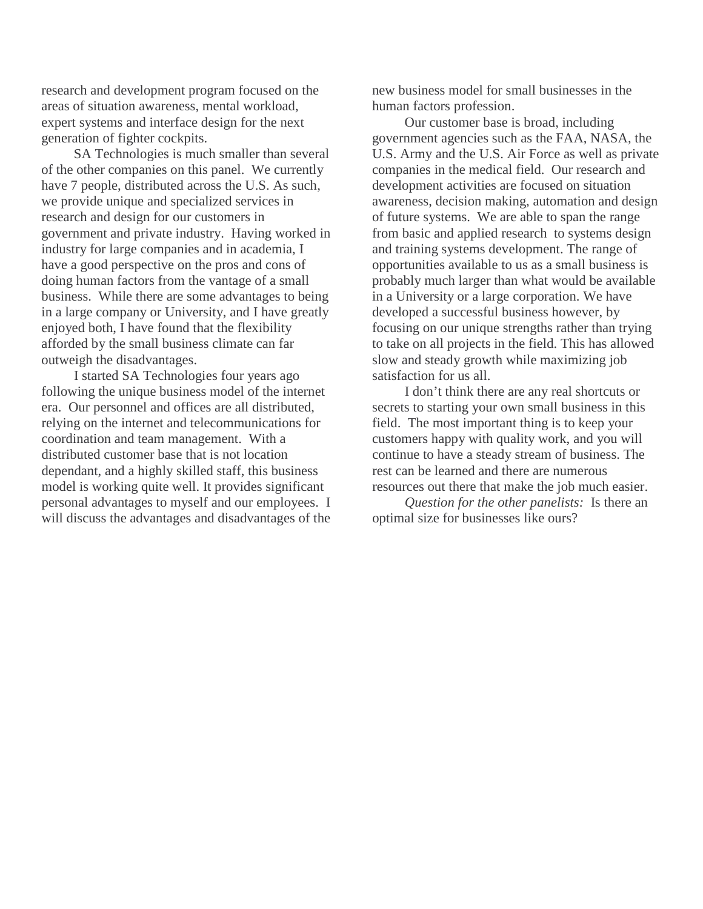research and development program focused on the areas of situation awareness, mental workload, expert systems and interface design for the next generation of fighter cockpits.

SA Technologies is much smaller than several of the other companies on this panel. We currently have 7 people, distributed across the U.S. As such, we provide unique and specialized services in research and design for our customers in government and private industry. Having worked in industry for large companies and in academia, I have a good perspective on the pros and cons of doing human factors from the vantage of a small business. While there are some advantages to being in a large company or University, and I have greatly enjoyed both, I have found that the flexibility afforded by the small business climate can far outweigh the disadvantages.

I started SA Technologies four years ago following the unique business model of the internet era. Our personnel and offices are all distributed, relying on the internet and telecommunications for coordination and team management. With a distributed customer base that is not location dependant, and a highly skilled staff, this business model is working quite well. It provides significant personal advantages to myself and our employees. I will discuss the advantages and disadvantages of the new business model for small businesses in the human factors profession.

Our customer base is broad, including government agencies such as the FAA, NASA, the U.S. Army and the U.S. Air Force as well as private companies in the medical field. Our research and development activities are focused on situation awareness, decision making, automation and design of future systems. We are able to span the range from basic and applied research to systems design and training systems development. The range of opportunities available to us as a small business is probably much larger than what would be available in a University or a large corporation. We have developed a successful business however, by focusing on our unique strengths rather than trying to take on all projects in the field. This has allowed slow and steady growth while maximizing job satisfaction for us all.

I don't think there are any real shortcuts or secrets to starting your own small business in this field. The most important thing is to keep your customers happy with quality work, and you will continue to have a steady stream of business. The rest can be learned and there are numerous resources out there that make the job much easier.

*Question for the other panelists:* Is there an optimal size for businesses like ours?